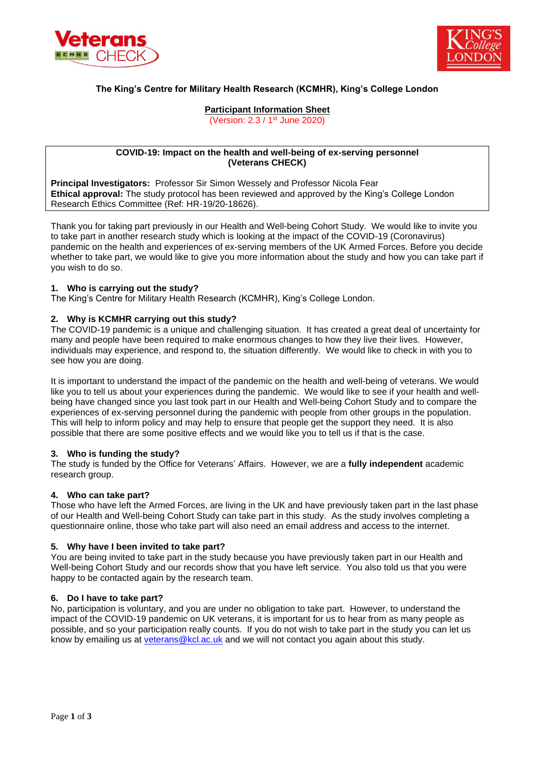**The King's Centre for Military Health Research (KCMHR), King's College London**

**Participant Information Sheet**
(Version: 2.3 / 1st June 2020)

**COVID-19: Impact on the health and well-being of ex-serving personnel (Veterans CHECK)**

**Principal Investigators:** Professor Sir Simon Wessely and Professor Nicola Fear
**Ethical approval:** The study protocol has been reviewed and approved by the King's College London Research Ethics Committee (Ref: HR-19/20-18626).

Thank you for taking part previously in our Health and Well-being Cohort Study. We would like to invite you to take part in another research study which is looking at the impact of the COVID-19 (Coronavirus) pandemic on the health and experiences of ex-serving members of the UK Armed Forces. Before you decide whether to take part, we would like to give you more information about the study and how you can take part if you wish to do so.

### 1. Who is carrying out the study?

The King's Centre for Military Health Research (KCMHR), King's College London.

### 2. Why is KCMHR carrying out this study?

The COVID-19 pandemic is a unique and challenging situation. It has created a great deal of uncertainty for many and people have been required to make enormous changes to how they live their lives. However, individuals may experience, and respond to, the situation differently. We would like to check in with you to see how you are doing.

It is important to understand the impact of the pandemic on the health and well-being of veterans. We would like you to tell us about your experiences during the pandemic. We would like to see if your health and well-being have changed since you last took part in our Health and Well-being Cohort Study and to compare the experiences of ex-serving personnel during the pandemic with people from other groups in the population. This will help to inform policy and may help to ensure that people get the support they need. It is also possible that there are some positive effects and we would like you to tell us if that is the case.

### 3. Who is funding the study?

The study is funded by the Office for Veterans' Affairs. However, we are a **fully independent** academic research group.

### 4. Who can take part?

Those who have left the Armed Forces, are living in the UK and have previously taken part in the last phase of our Health and Well-being Cohort Study can take part in this study. As the study involves completing a questionnaire online, those who take part will also need an email address and access to the internet.

### 5. Why have I been invited to take part?

You are being invited to take part in the study because you have previously taken part in our Health and Well-being Cohort Study and our records show that you have left service. You also told us that you were happy to be contacted again by the research team.

### 6. Do I have to take part?

No, participation is voluntary, and you are under no obligation to take part. However, to understand the impact of the COVID-19 pandemic on UK veterans, it is important for us to hear from as many people as possible, and so your participation really counts. If you do not wish to take part in the study you can let us know by emailing us at veterans@kcl.ac.uk and we will not contact you again about this study.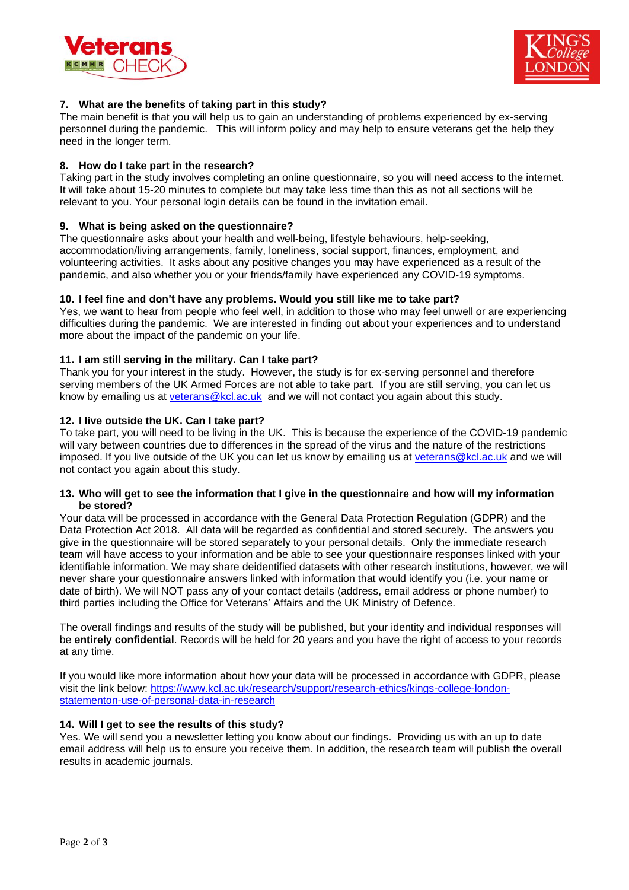### 7. What are the benefits of taking part in this study?

The main benefit is that you will help us to gain an understanding of problems experienced by ex-serving personnel during the pandemic. This will inform policy and may help to ensure veterans get the help they need in the longer term.

### 8. How do I take part in the research?

Taking part in the study involves completing an online questionnaire, so you will need access to the internet. It will take about 15-20 minutes to complete but may take less time than this as not all sections will be relevant to you. Your personal login details can be found in the invitation email.

### 9. What is being asked on the questionnaire?

The questionnaire asks about your health and well-being, lifestyle behaviours, help-seeking, accommodation/living arrangements, family, loneliness, social support, finances, employment, and volunteering activities. It asks about any positive changes you may have experienced as a result of the pandemic, and also whether you or your friends/family have experienced any COVID-19 symptoms.

### 10. I feel fine and don't have any problems. Would you still like me to take part?

Yes, we want to hear from people who feel well, in addition to those who may feel unwell or are experiencing difficulties during the pandemic. We are interested in finding out about your experiences and to understand more about the impact of the pandemic on your life.

### 11. I am still serving in the military. Can I take part?

Thank you for your interest in the study. However, the study is for ex-serving personnel and therefore serving members of the UK Armed Forces are not able to take part. If you are still serving, you can let us know by emailing us at veterans@kcl.ac.uk and we will not contact you again about this study.

### 12. I live outside the UK. Can I take part?

To take part, you will need to be living in the UK. This is because the experience of the COVID-19 pandemic will vary between countries due to differences in the spread of the virus and the nature of the restrictions imposed. If you live outside of the UK you can let us know by emailing us at veterans@kcl.ac.uk and we will not contact you again about this study.

### 13. Who will get to see the information that I give in the questionnaire and how will my information be stored?

Your data will be processed in accordance with the General Data Protection Regulation (GDPR) and the Data Protection Act 2018. All data will be regarded as confidential and stored securely. The answers you give in the questionnaire will be stored separately to your personal details. Only the immediate research team will have access to your information and be able to see your questionnaire responses linked with your identifiable information. We may share deidentified datasets with other research institutions, however, we will never share your questionnaire answers linked with information that would identify you (i.e. your name or date of birth). We will NOT pass any of your contact details (address, email address or phone number) to third parties including the Office for Veterans' Affairs and the UK Ministry of Defence.

The overall findings and results of the study will be published, but your identity and individual responses will be **entirely confidential**. Records will be held for 20 years and you have the right of access to your records at any time.

If you would like more information about how your data will be processed in accordance with GDPR, please visit the link below: [https://www.kcl.ac.uk/research/support/research-ethics/kings-college-london-statementon-use-of-personal-data-in-research](https://www.kcl.ac.uk/research/support/research-ethics/kings-college-london-statementon-use-of-personal-data-in-research)

### 14. Will I get to see the results of this study?

Yes. We will send you a newsletter letting you know about our findings. Providing us with an up to date email address will help us to ensure you receive them. In addition, the research team will publish the overall results in academic journals.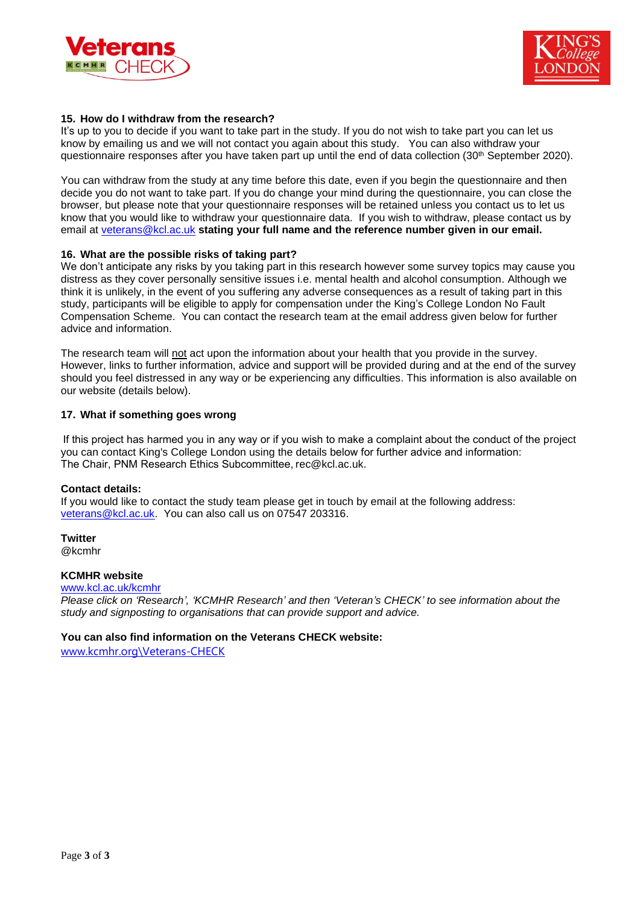### 15. How do I withdraw from the research?

It's up to you to decide if you want to take part in the study. If you do not wish to take part you can let us know by emailing us and we will not contact you again about this study. You can also withdraw your questionnaire responses after you have taken part up until the end of data collection (30th September 2020).

You can withdraw from the study at any time before this date, even if you begin the questionnaire and then decide you do not want to take part. If you do change your mind during the questionnaire, you can close the browser, but please note that your questionnaire responses will be retained unless you contact us to let us know that you would like to withdraw your questionnaire data. If you wish to withdraw, please contact us by email at veterans@kcl.ac.uk **stating your full name and the reference number given in our email.**

### 16. What are the possible risks of taking part?

We don't anticipate any risks by you taking part in this research however some survey topics may cause you distress as they cover personally sensitive issues i.e. mental health and alcohol consumption. Although we think it is unlikely, in the event of you suffering any adverse consequences as a result of taking part in this study, participants will be eligible to apply for compensation under the King's College London No Fault Compensation Scheme. You can contact the research team at the email address given below for further advice and information.

The research team will not act upon the information about your health that you provide in the survey. However, links to further information, advice and support will be provided during and at the end of the survey should you feel distressed in any way or be experiencing any difficulties. This information is also available on our website (details below).

### 17. What if something goes wrong

If this project has harmed you in any way or if you wish to make a complaint about the conduct of the project you can contact King's College London using the details below for further advice and information:
The Chair, PNM Research Ethics Subcommittee, rec@kcl.ac.uk.

**Contact details:**

If you would like to contact the study team please get in touch by email at the following address: veterans@kcl.ac.uk. You can also call us on 07547 203316.

**Twitter**

@kcmhr

**KCMHR website**

www.kcl.ac.uk/kcmhr

*Please click on 'Research', 'KCMHR Research' and then 'Veteran's CHECK' to see information about the study and signposting to organisations that can provide support and advice.*

**You can also find information on the Veterans CHECK website:**

www.kcmhr.org\Veterans-CHECK